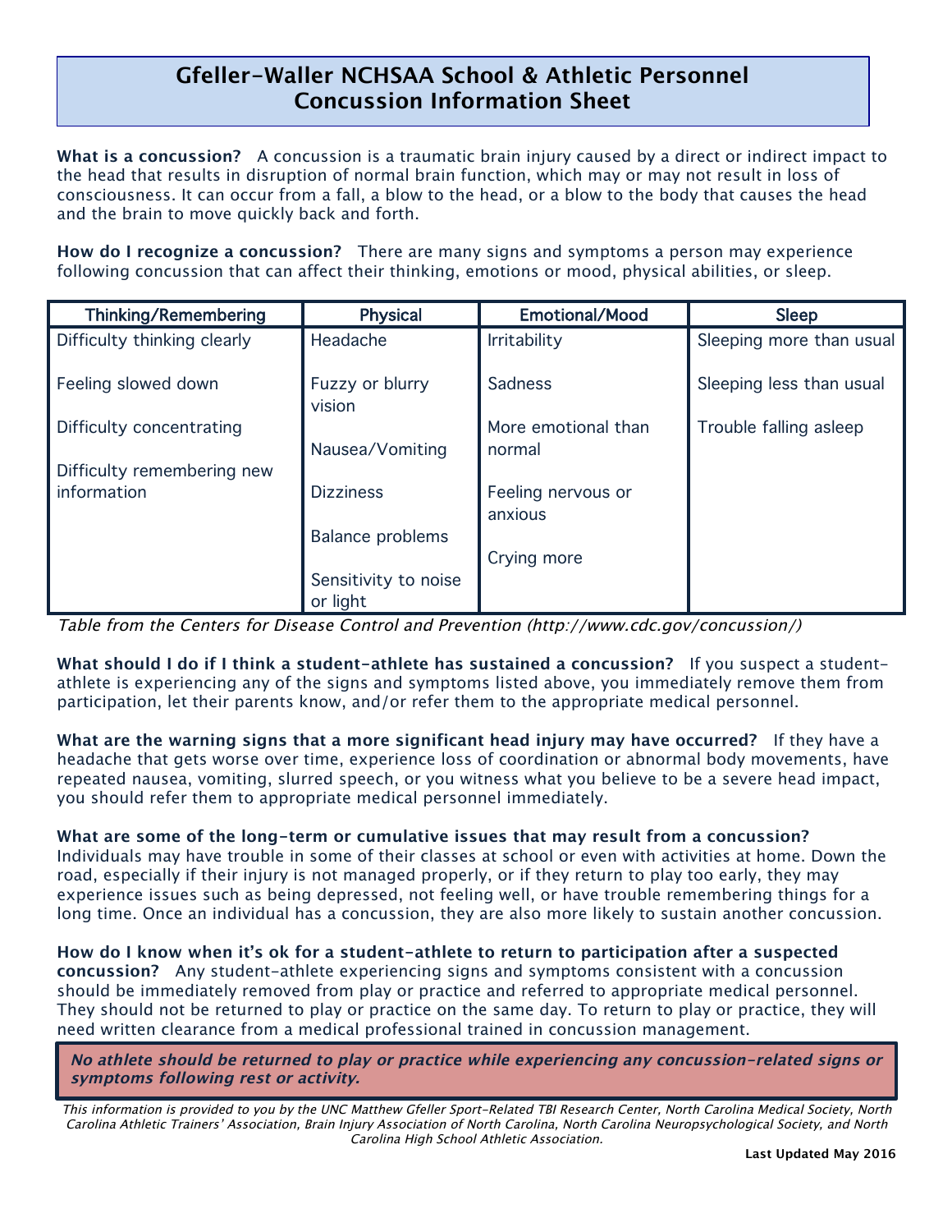# Gfeller-Waller NCHSAA School & Athletic Personnel Concussion Information Sheet

**What is a concussion?** A concussion is a traumatic brain injury caused by a direct or indirect impact to the head that results in disruption of normal brain function, which may or may not result in loss of consciousness. It can occur from a fall, a blow to the head, or a blow to the body that causes the head and the brain to move quickly back and forth.

**How do I recognize a concussion?** There are many signs and symptoms a person may experience following concussion that can affect their thinking, emotions or mood, physical abilities, or sleep.

| Thinking/Remembering | Physical | Emotional/Mood | Sleep |
|---|---|---|---|
| Difficulty thinking clearly | Headache | Irritability | Sleeping more than usual |
| Feeling slowed down | Fuzzy or blurry vision | Sadness | Sleeping less than usual |
| Difficulty concentrating | Nausea/Vomiting | More emotional than normal | Trouble falling asleep |
| Difficulty remembering new information | Dizziness | Feeling nervous or anxious | |
| | Balance problems | Crying more | |
| | Sensitivity to noise or light | | |

*Table from the Centers for Disease Control and Prevention (http://www.cdc.gov/concussion/)*

**What should I do if I think a student-athlete has sustained a concussion?** If you suspect a student-athlete is experiencing any of the signs and symptoms listed above, you immediately remove them from participation, let their parents know, and/or refer them to the appropriate medical personnel.

**What are the warning signs that a more significant head injury may have occurred?** If they have a headache that gets worse over time, experience loss of coordination or abnormal body movements, have repeated nausea, vomiting, slurred speech, or you witness what you believe to be a severe head impact, you should refer them to appropriate medical personnel immediately.

**What are some of the long-term or cumulative issues that may result from a concussion?** Individuals may have trouble in some of their classes at school or even with activities at home. Down the road, especially if their injury is not managed properly, or if they return to play too early, they may experience issues such as being depressed, not feeling well, or have trouble remembering things for a long time. Once an individual has a concussion, they are also more likely to sustain another concussion.

**How do I know when it's ok for a student-athlete to return to participation after a suspected concussion?** Any student-athlete experiencing signs and symptoms consistent with a concussion should be immediately removed from play or practice and referred to appropriate medical personnel. They should not be returned to play or practice on the same day. To return to play or practice, they will need written clearance from a medical professional trained in concussion management.

***No athlete should be returned to play or practice while experiencing any concussion-related signs or symptoms following rest or activity.***

*This information is provided to you by the UNC Matthew Gfeller Sport-Related TBI Research Center, North Carolina Medical Society, North Carolina Athletic Trainers' Association, Brain Injury Association of North Carolina, North Carolina Neuropsychological Society, and North Carolina High School Athletic Association.*

**Last Updated May 2016**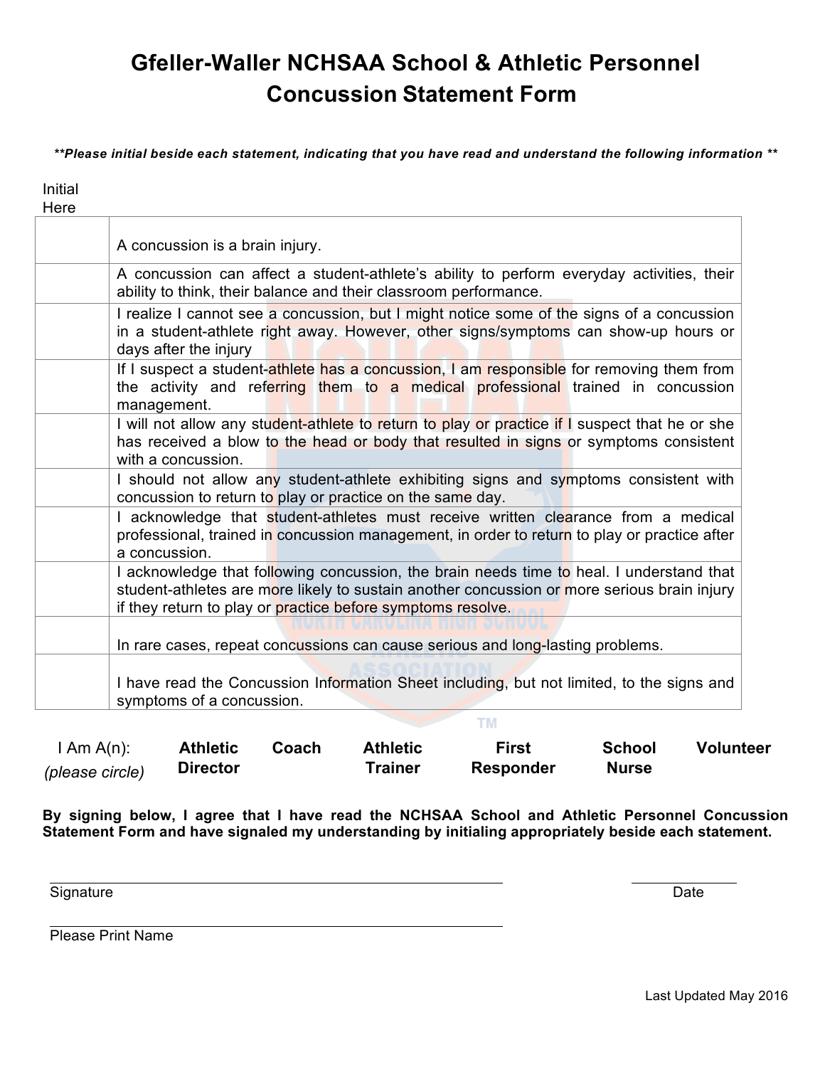# Gfeller-Waller NCHSAA School & Athletic Personnel Concussion Statement Form

***\*\*Please initial beside each statement, indicating that you have read and understand the following information \*\****

| Initial Here | |
|---|---|
| | A concussion is a brain injury. |
| | A concussion can affect a student-athlete's ability to perform everyday activities, their ability to think, their balance and their classroom performance. |
| | I realize I cannot see a concussion, but I might notice some of the signs of a concussion in a student-athlete right away. However, other signs/symptoms can show-up hours or days after the injury |
| | If I suspect a student-athlete has a concussion, I am responsible for removing them from the activity and referring them to a medical professional trained in concussion management. |
| | I will not allow any student-athlete to return to play or practice if I suspect that he or she has received a blow to the head or body that resulted in signs or symptoms consistent with a concussion. |
| | I should not allow any student-athlete exhibiting signs and symptoms consistent with concussion to return to play or practice on the same day. |
| | I acknowledge that student-athletes must receive written clearance from a medical professional, trained in concussion management, in order to return to play or practice after a concussion. |
| | I acknowledge that following concussion, the brain needs time to heal. I understand that student-athletes are more likely to sustain another concussion or more serious brain injury if they return to play or practice before symptoms resolve. |
| | In rare cases, repeat concussions can cause serious and long-lasting problems. |
| | I have read the Concussion Information Sheet including, but not limited, to the signs and symptoms of a concussion. |

I Am A(n): *(please circle)* **Athletic Director** **Coach** **Athletic Trainer** **First Responder** **School Nurse** **Volunteer**

**By signing below, I agree that I have read the NCHSAA School and Athletic Personnel Concussion Statement Form and have signaled my understanding by initialing appropriately beside each statement.**

Signature ______________________________ Date ____________

Please Print Name ______________________________

Last Updated May 2016